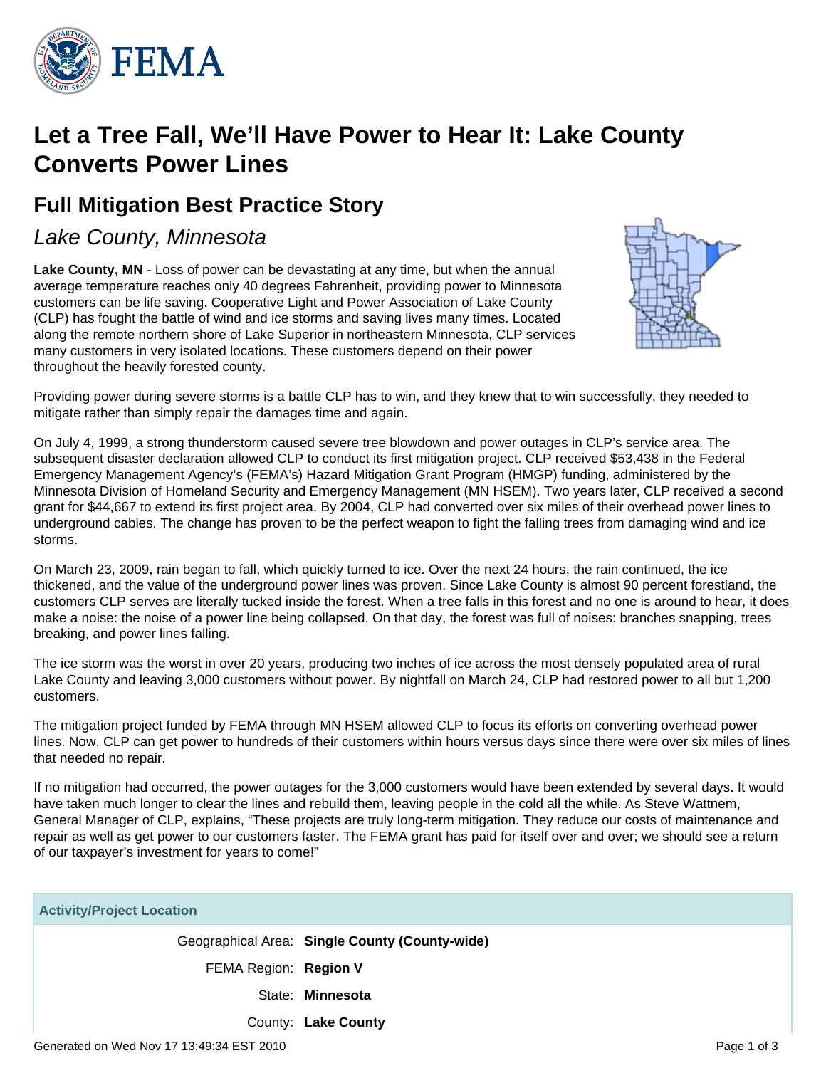# Let a Tree Fall, We'll Have Power to Hear It: Lake County Converts Power Lines

## Full Mitigation Best Practice Story

*Lake County, Minnesota*

**Lake County, MN** - Loss of power can be devastating at any time, but when the annual average temperature reaches only 40 degrees Fahrenheit, providing power to Minnesota customers can be life saving. Cooperative Light and Power Association of Lake County (CLP) has fought the battle of wind and ice storms and saving lives many times. Located along the remote northern shore of Lake Superior in northeastern Minnesota, CLP services many customers in very isolated locations. These customers depend on their power throughout the heavily forested county.

Providing power during severe storms is a battle CLP has to win, and they knew that to win successfully, they needed to mitigate rather than simply repair the damages time and again.

On July 4, 1999, a strong thunderstorm caused severe tree blowdown and power outages in CLP's service area. The subsequent disaster declaration allowed CLP to conduct its first mitigation project. CLP received $53,438 in the Federal Emergency Management Agency's (FEMA's) Hazard Mitigation Grant Program (HMGP) funding, administered by the Minnesota Division of Homeland Security and Emergency Management (MN HSEM). Two years later, CLP received a second grant for $44,667 to extend its first project area. By 2004, CLP had converted over six miles of their overhead power lines to underground cables. The change has proven to be the perfect weapon to fight the falling trees from damaging wind and ice storms.

On March 23, 2009, rain began to fall, which quickly turned to ice. Over the next 24 hours, the rain continued, the ice thickened, and the value of the underground power lines was proven. Since Lake County is almost 90 percent forestland, the customers CLP serves are literally tucked inside the forest. When a tree falls in this forest and no one is around to hear, it does make a noise: the noise of a power line being collapsed. On that day, the forest was full of noises: branches snapping, trees breaking, and power lines falling.

The ice storm was the worst in over 20 years, producing two inches of ice across the most densely populated area of rural Lake County and leaving 3,000 customers without power. By nightfall on March 24, CLP had restored power to all but 1,200 customers.

The mitigation project funded by FEMA through MN HSEM allowed CLP to focus its efforts on converting overhead power lines. Now, CLP can get power to hundreds of their customers within hours versus days since there were over six miles of lines that needed no repair.

If no mitigation had occurred, the power outages for the 3,000 customers would have been extended by several days. It would have taken much longer to clear the lines and rebuild them, leaving people in the cold all the while. As Steve Wattnem, General Manager of CLP, explains, "These projects are truly long-term mitigation. They reduce our costs of maintenance and repair as well as get power to our customers faster. The FEMA grant has paid for itself over and over; we should see a return of our taxpayer's investment for years to come!"

### Activity/Project Location

| | |
|---|---|
| Geographical Area: | **Single County (County-wide)** |
| FEMA Region: | **Region V** |
| State: | **Minnesota** |
| County: | **Lake County** |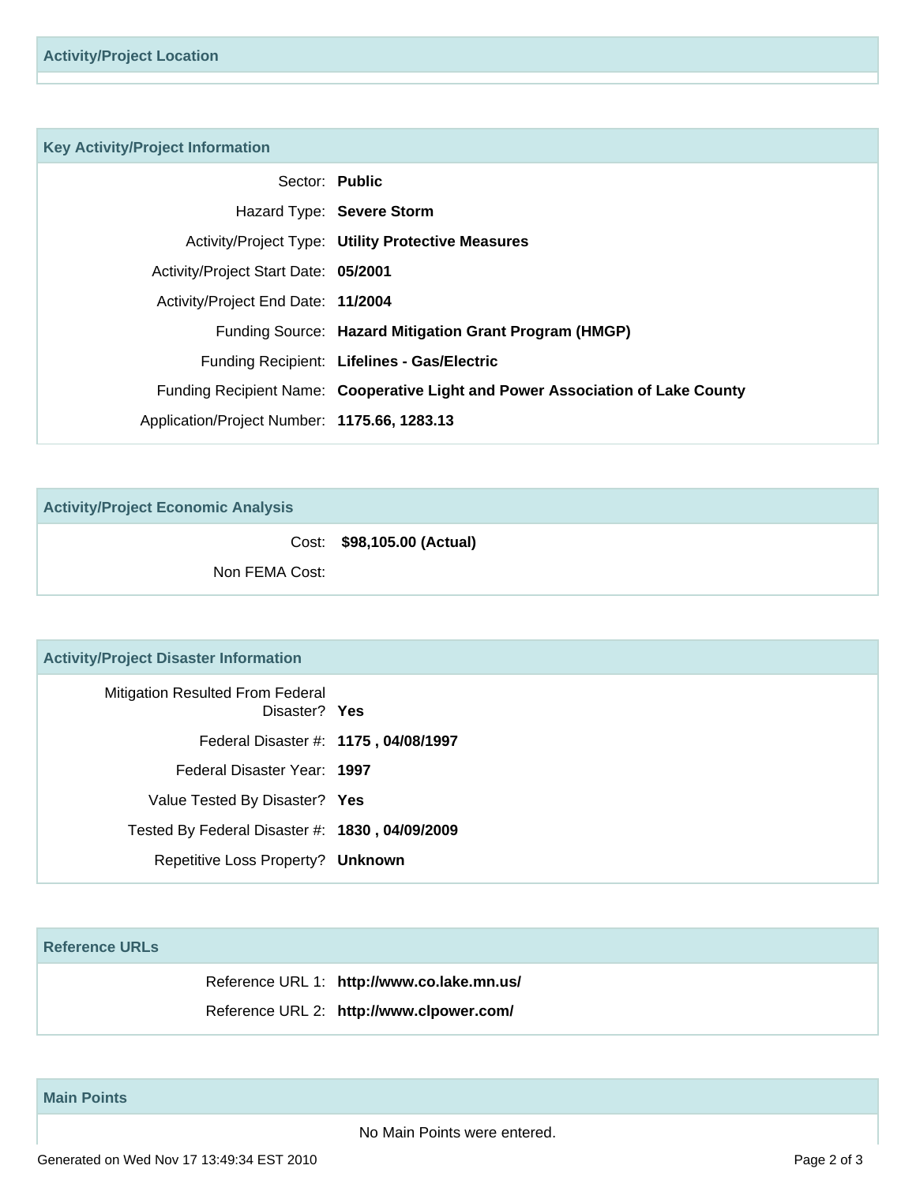## Activity/Project Location

## Key Activity/Project Information

| | |
|---|---|
| Sector: | **Public** |
| Hazard Type: | **Severe Storm** |
| Activity/Project Type: | **Utility Protective Measures** |
| Activity/Project Start Date: | **05/2001** |
| Activity/Project End Date: | **11/2004** |
| Funding Source: | **Hazard Mitigation Grant Program (HMGP)** |
| Funding Recipient: | **Lifelines - Gas/Electric** |
| Funding Recipient Name: | **Cooperative Light and Power Association of Lake County** |
| Application/Project Number: | **1175.66, 1283.13** |

## Activity/Project Economic Analysis

| | |
|---|---|
| Cost: | **$98,105.00 (Actual)** |
| Non FEMA Cost: | |

## Activity/Project Disaster Information

| | |
|---|---|
| Mitigation Resulted From Federal Disaster? | **Yes** |
| Federal Disaster #: | **1175 , 04/08/1997** |
| Federal Disaster Year: | **1997** |
| Value Tested By Disaster? | **Yes** |
| Tested By Federal Disaster #: | **1830 , 04/09/2009** |
| Repetitive Loss Property? | **Unknown** |

## Reference URLs

| | |
|---|---|
| Reference URL 1: | **http://www.co.lake.mn.us/** |
| Reference URL 2: | **http://www.clpower.com/** |

## Main Points

No Main Points were entered.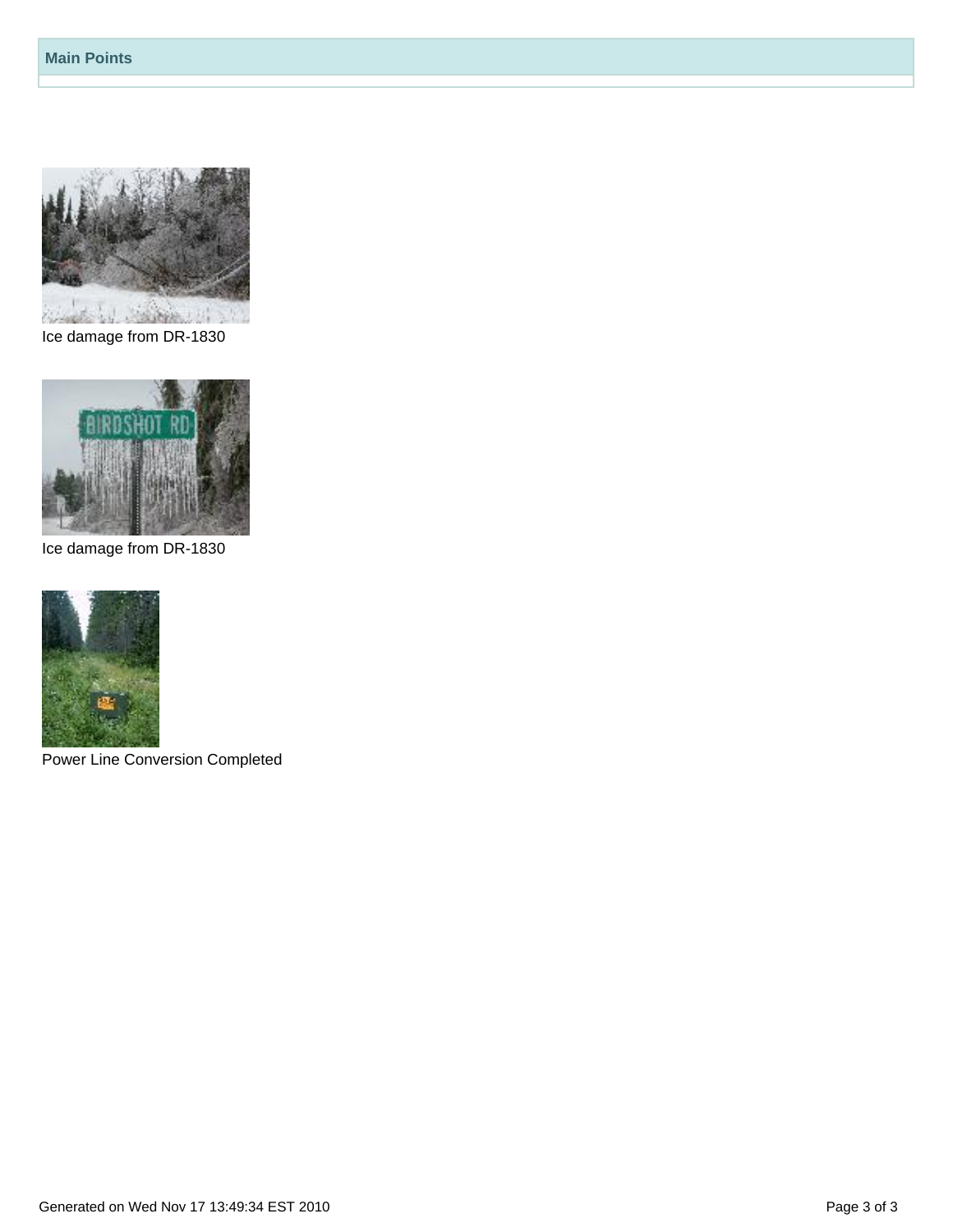## Main Points

Ice damage from DR-1830

Ice damage from DR-1830

Power Line Conversion Completed